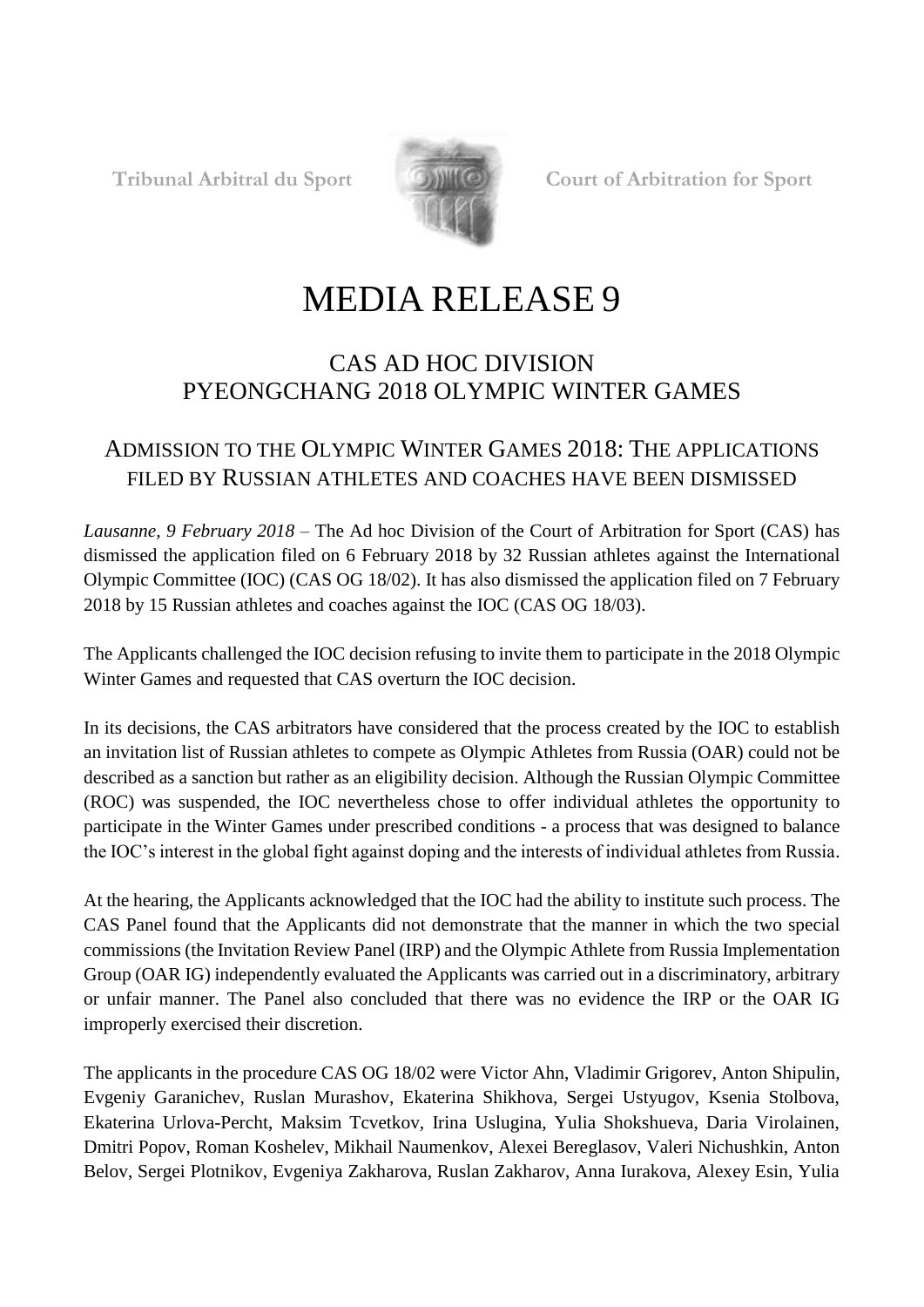Tribunal Arbitral du Sport Court of Arbitration for Sport

# MEDIA RELEASE 9

## CAS AD HOC DIVISION
## PYEONGCHANG 2018 OLYMPIC WINTER GAMES

### ADMISSION TO THE OLYMPIC WINTER GAMES 2018: THE APPLICATIONS FILED BY RUSSIAN ATHLETES AND COACHES HAVE BEEN DISMISSED

*Lausanne, 9 February 2018* – The Ad hoc Division of the Court of Arbitration for Sport (CAS) has dismissed the application filed on 6 February 2018 by 32 Russian athletes against the International Olympic Committee (IOC) (CAS OG 18/02). It has also dismissed the application filed on 7 February 2018 by 15 Russian athletes and coaches against the IOC (CAS OG 18/03).

The Applicants challenged the IOC decision refusing to invite them to participate in the 2018 Olympic Winter Games and requested that CAS overturn the IOC decision.

In its decisions, the CAS arbitrators have considered that the process created by the IOC to establish an invitation list of Russian athletes to compete as Olympic Athletes from Russia (OAR) could not be described as a sanction but rather as an eligibility decision. Although the Russian Olympic Committee (ROC) was suspended, the IOC nevertheless chose to offer individual athletes the opportunity to participate in the Winter Games under prescribed conditions - a process that was designed to balance the IOC's interest in the global fight against doping and the interests of individual athletes from Russia.

At the hearing, the Applicants acknowledged that the IOC had the ability to institute such process. The CAS Panel found that the Applicants did not demonstrate that the manner in which the two special commissions (the Invitation Review Panel (IRP) and the Olympic Athlete from Russia Implementation Group (OAR IG) independently evaluated the Applicants was carried out in a discriminatory, arbitrary or unfair manner. The Panel also concluded that there was no evidence the IRP or the OAR IG improperly exercised their discretion.

The applicants in the procedure CAS OG 18/02 were Victor Ahn, Vladimir Grigorev, Anton Shipulin, Evgeniy Garanichev, Ruslan Murashov, Ekaterina Shikhova, Sergei Ustyugov, Ksenia Stolbova, Ekaterina Urlova-Percht, Maksim Tcvetkov, Irina Uslugina, Yulia Shokshueva, Daria Virolainen, Dmitri Popov, Roman Koshelev, Mikhail Naumenkov, Alexei Bereglasov, Valeri Nichushkin, Anton Belov, Sergei Plotnikov, Evgeniya Zakharova, Ruslan Zakharov, Anna Iurakova, Alexey Esin, Yulia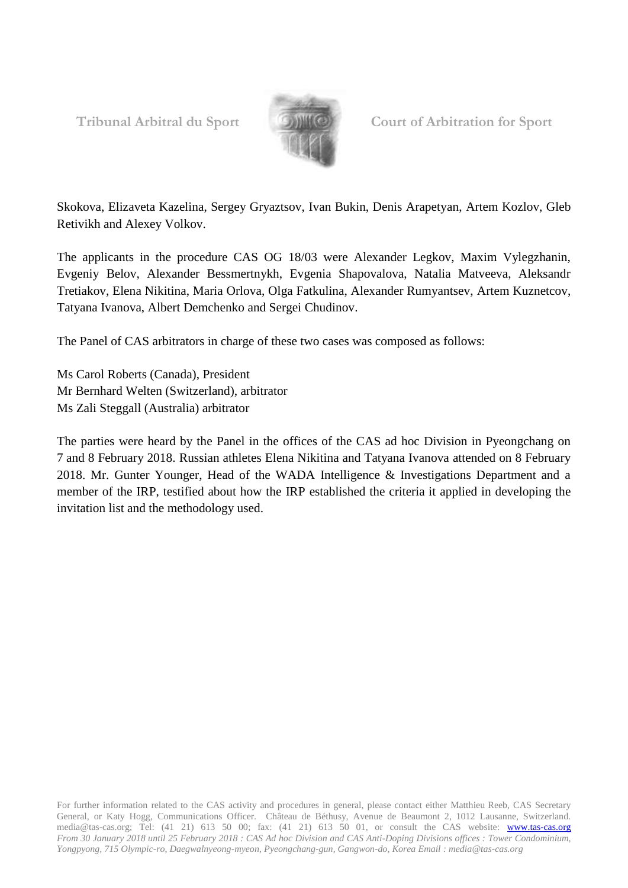Skokova, Elizaveta Kazelina, Sergey Gryaztsov, Ivan Bukin, Denis Arapetyan, Artem Kozlov, Gleb Retivikh and Alexey Volkov.

The applicants in the procedure CAS OG 18/03 were Alexander Legkov, Maxim Vylegzhanin, Evgeniy Belov, Alexander Bessmertnykh, Evgenia Shapovalova, Natalia Matveeva, Aleksandr Tretiakov, Elena Nikitina, Maria Orlova, Olga Fatkulina, Alexander Rumyantsev, Artem Kuznetcov, Tatyana Ivanova, Albert Demchenko and Sergei Chudinov.

The Panel of CAS arbitrators in charge of these two cases was composed as follows:

Ms Carol Roberts (Canada), President
Mr Bernhard Welten (Switzerland), arbitrator
Ms Zali Steggall (Australia) arbitrator

The parties were heard by the Panel in the offices of the CAS ad hoc Division in Pyeongchang on 7 and 8 February 2018. Russian athletes Elena Nikitina and Tatyana Ivanova attended on 8 February 2018. Mr. Gunter Younger, Head of the WADA Intelligence & Investigations Department and a member of the IRP, testified about how the IRP established the criteria it applied in developing the invitation list and the methodology used.